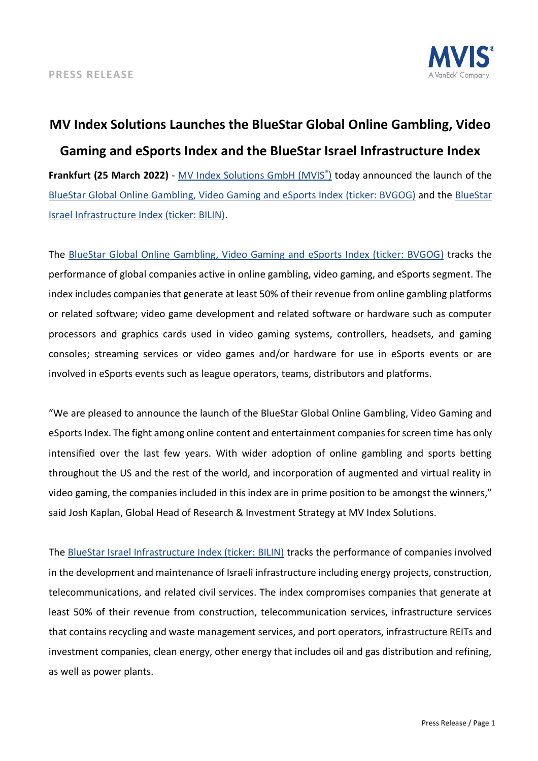**PRESS RELEASE**

# MV Index Solutions Launches the BlueStar Global Online Gambling, Video Gaming and eSports Index and the BlueStar Israel Infrastructure Index

**Frankfurt (25 March 2022)** - MV Index Solutions GmbH (MVIS®) today announced the launch of the BlueStar Global Online Gambling, Video Gaming and eSports Index (ticker: BVGOG) and the BlueStar Israel Infrastructure Index (ticker: BILIN).

The BlueStar Global Online Gambling, Video Gaming and eSports Index (ticker: BVGOG) tracks the performance of global companies active in online gambling, video gaming, and eSports segment. The index includes companies that generate at least 50% of their revenue from online gambling platforms or related software; video game development and related software or hardware such as computer processors and graphics cards used in video gaming systems, controllers, headsets, and gaming consoles; streaming services or video games and/or hardware for use in eSports events or are involved in eSports events such as league operators, teams, distributors and platforms.

"We are pleased to announce the launch of the BlueStar Global Online Gambling, Video Gaming and eSports Index. The fight among online content and entertainment companies for screen time has only intensified over the last few years. With wider adoption of online gambling and sports betting throughout the US and the rest of the world, and incorporation of augmented and virtual reality in video gaming, the companies included in this index are in prime position to be amongst the winners," said Josh Kaplan, Global Head of Research & Investment Strategy at MV Index Solutions.

The BlueStar Israel Infrastructure Index (ticker: BILIN) tracks the performance of companies involved in the development and maintenance of Israeli infrastructure including energy projects, construction, telecommunications, and related civil services. The index compromises companies that generate at least 50% of their revenue from construction, telecommunication services, infrastructure services that contains recycling and waste management services, and port operators, infrastructure REITs and investment companies, clean energy, other energy that includes oil and gas distribution and refining, as well as power plants.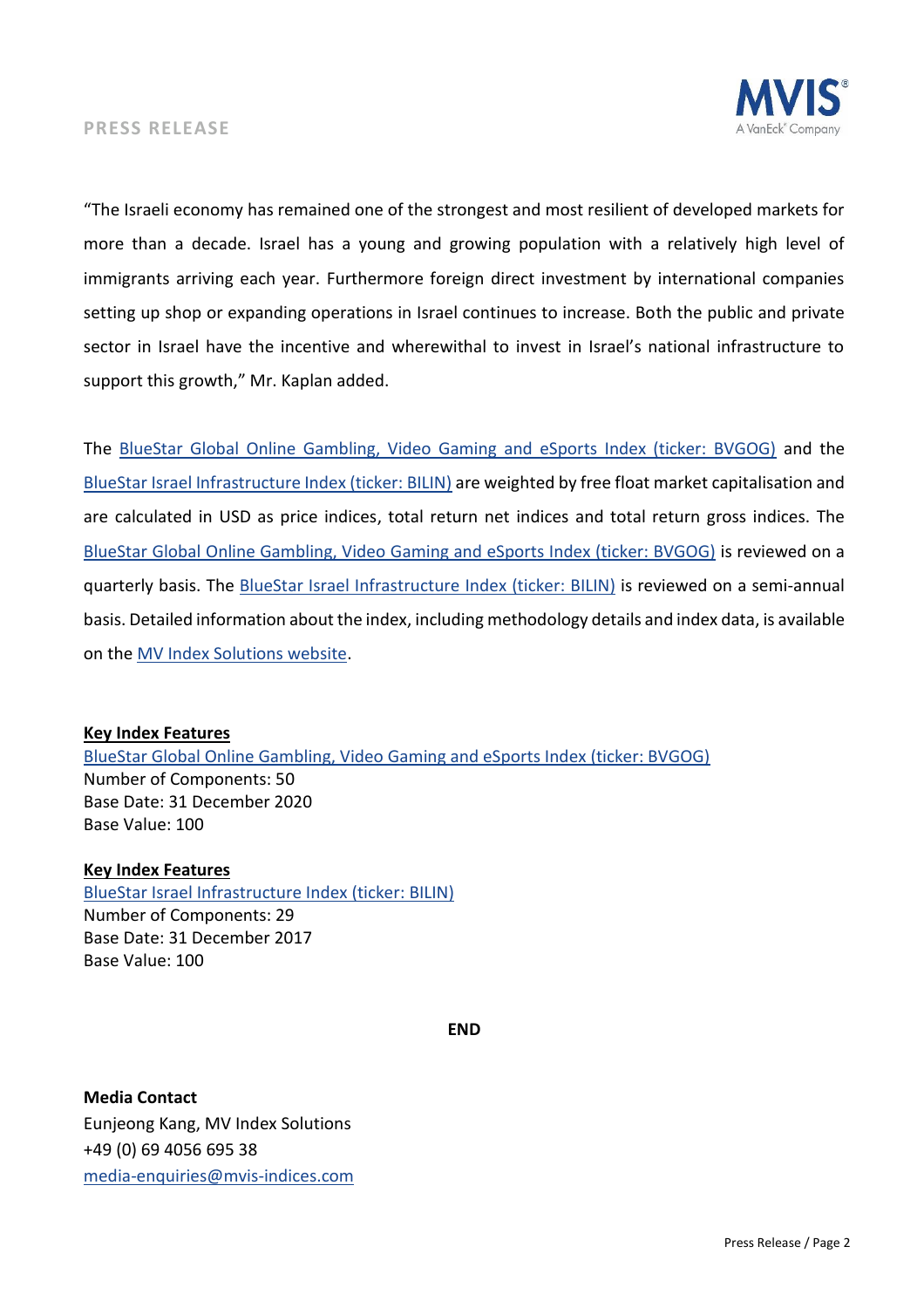"The Israeli economy has remained one of the strongest and most resilient of developed markets for more than a decade. Israel has a young and growing population with a relatively high level of immigrants arriving each year. Furthermore foreign direct investment by international companies setting up shop or expanding operations in Israel continues to increase. Both the public and private sector in Israel have the incentive and wherewithal to invest in Israel's national infrastructure to support this growth," Mr. Kaplan added.

The BlueStar Global Online Gambling, Video Gaming and eSports Index (ticker: BVGOG) and the BlueStar Israel Infrastructure Index (ticker: BILIN) are weighted by free float market capitalisation and are calculated in USD as price indices, total return net indices and total return gross indices. The BlueStar Global Online Gambling, Video Gaming and eSports Index (ticker: BVGOG) is reviewed on a quarterly basis. The BlueStar Israel Infrastructure Index (ticker: BILIN) is reviewed on a semi-annual basis. Detailed information about the index, including methodology details and index data, is available on the MV Index Solutions website.

**Key Index Features**
BlueStar Global Online Gambling, Video Gaming and eSports Index (ticker: BVGOG)
Number of Components: 50
Base Date: 31 December 2020
Base Value: 100

**Key Index Features**
BlueStar Israel Infrastructure Index (ticker: BILIN)
Number of Components: 29
Base Date: 31 December 2017
Base Value: 100

**END**

**Media Contact**
Eunjeong Kang, MV Index Solutions
+49 (0) 69 4056 695 38
media-enquiries@mvis-indices.com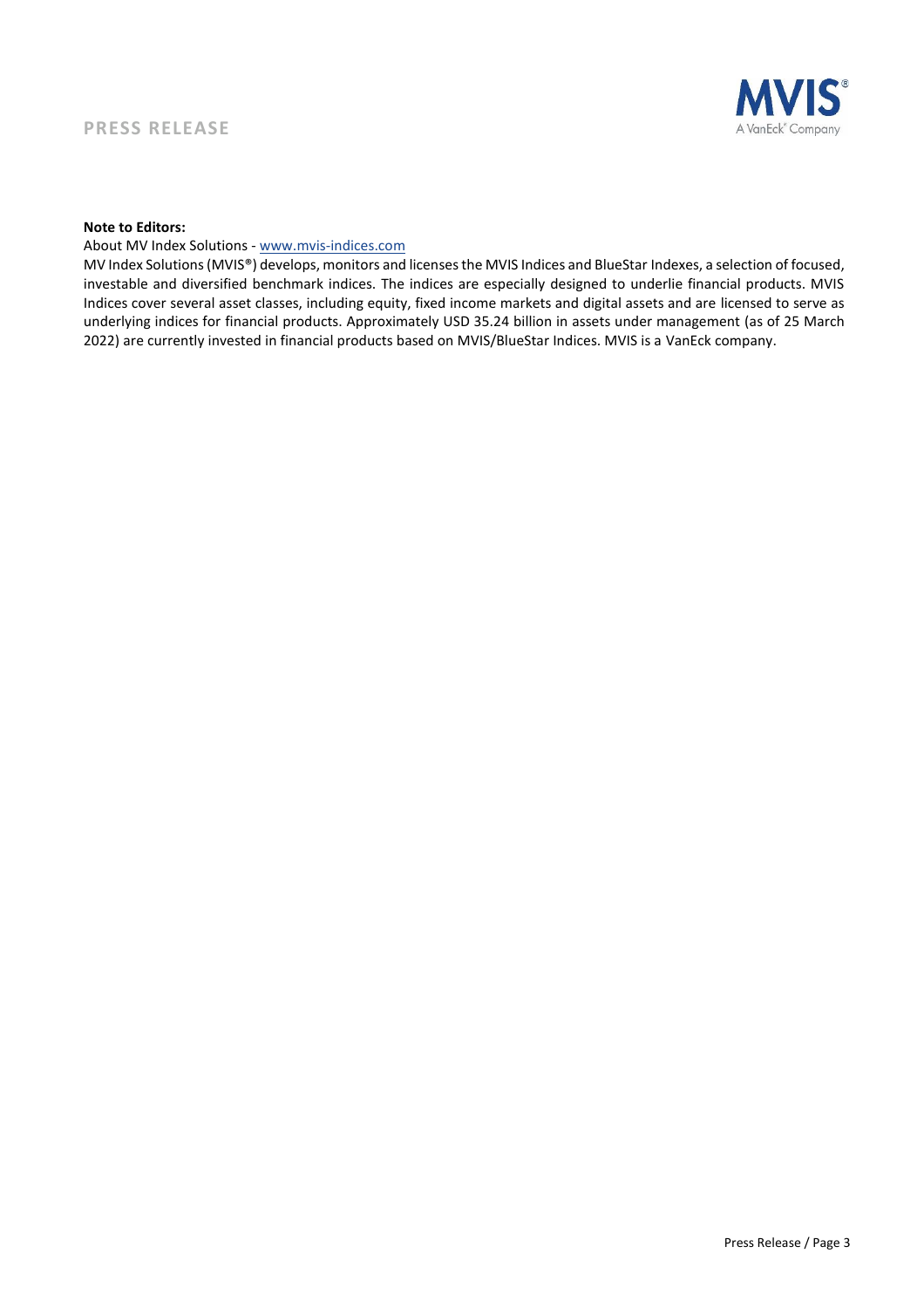**Note to Editors:**

About MV Index Solutions - [www.mvis-indices.com](http://www.mvis-indices.com)

MV Index Solutions (MVIS®) develops, monitors and licenses the MVIS Indices and BlueStar Indexes, a selection of focused, investable and diversified benchmark indices. The indices are especially designed to underlie financial products. MVIS Indices cover several asset classes, including equity, fixed income markets and digital assets and are licensed to serve as underlying indices for financial products. Approximately USD 35.24 billion in assets under management (as of 25 March 2022) are currently invested in financial products based on MVIS/BlueStar Indices. MVIS is a VanEck company.